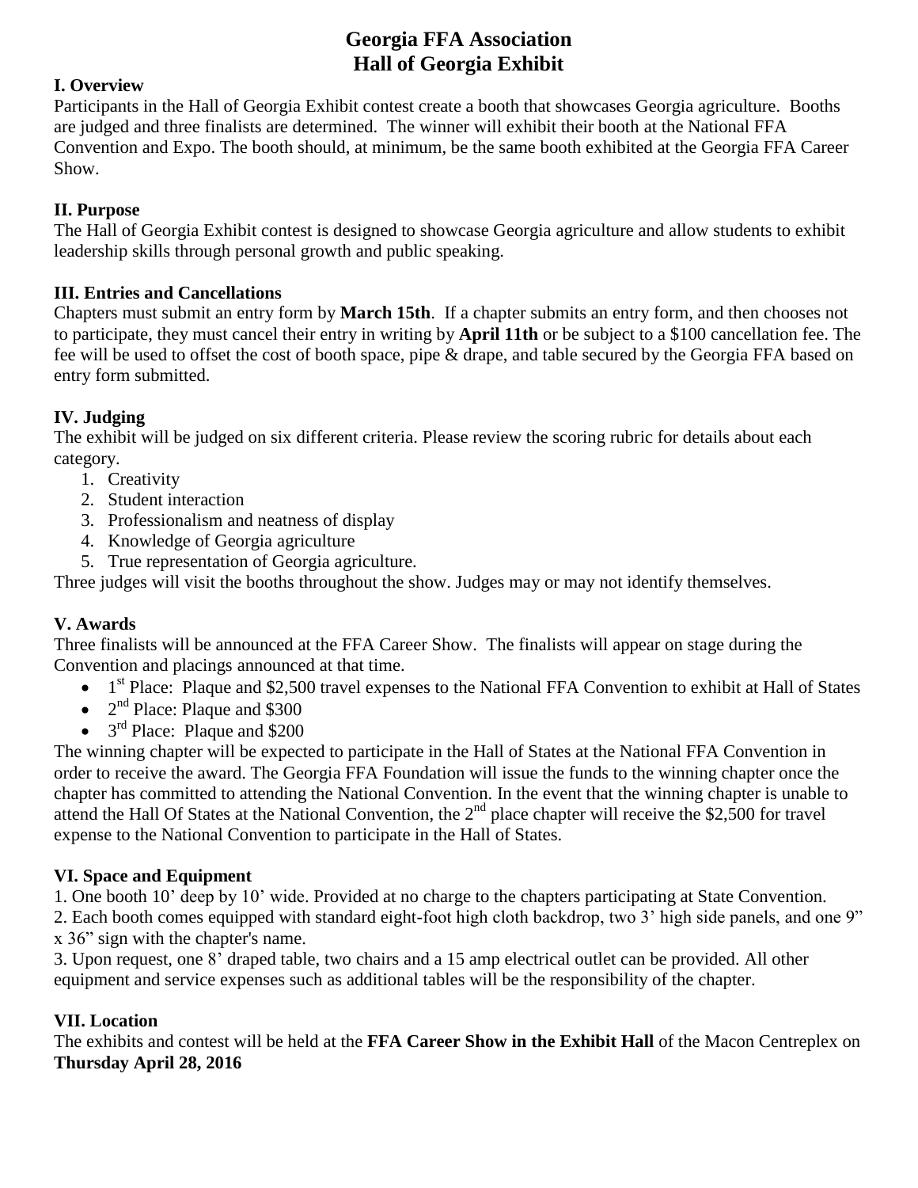# Georgia FFA Association
# Hall of Georgia Exhibit

## I. Overview

Participants in the Hall of Georgia Exhibit contest create a booth that showcases Georgia agriculture. Booths are judged and three finalists are determined. The winner will exhibit their booth at the National FFA Convention and Expo. The booth should, at minimum, be the same booth exhibited at the Georgia FFA Career Show.

## II. Purpose

The Hall of Georgia Exhibit contest is designed to showcase Georgia agriculture and allow students to exhibit leadership skills through personal growth and public speaking.

## III. Entries and Cancellations

Chapters must submit an entry form by **March 15th**. If a chapter submits an entry form, and then chooses not to participate, they must cancel their entry in writing by **April 11th** or be subject to a $100 cancellation fee. The fee will be used to offset the cost of booth space, pipe & drape, and table secured by the Georgia FFA based on entry form submitted.

## IV. Judging

The exhibit will be judged on six different criteria. Please review the scoring rubric for details about each category.

1. Creativity
2. Student interaction
3. Professionalism and neatness of display
4. Knowledge of Georgia agriculture
5. True representation of Georgia agriculture.

Three judges will visit the booths throughout the show. Judges may or may not identify themselves.

## V. Awards

Three finalists will be announced at the FFA Career Show. The finalists will appear on stage during the Convention and placings announced at that time.

- 1st Place: Plaque and $2,500 travel expenses to the National FFA Convention to exhibit at Hall of States
- 2nd Place: Plaque and $300
- 3rd Place: Plaque and $200

The winning chapter will be expected to participate in the Hall of States at the National FFA Convention in order to receive the award. The Georgia FFA Foundation will issue the funds to the winning chapter once the chapter has committed to attending the National Convention. In the event that the winning chapter is unable to attend the Hall Of States at the National Convention, the 2nd place chapter will receive the $2,500 for travel expense to the National Convention to participate in the Hall of States.

## VI. Space and Equipment

1. One booth 10' deep by 10' wide. Provided at no charge to the chapters participating at State Convention.
2. Each booth comes equipped with standard eight-foot high cloth backdrop, two 3' high side panels, and one 9" x 36" sign with the chapter's name.
3. Upon request, one 8' draped table, two chairs and a 15 amp electrical outlet can be provided. All other equipment and service expenses such as additional tables will be the responsibility of the chapter.

## VII. Location

The exhibits and contest will be held at the **FFA Career Show in the Exhibit Hall** of the Macon Centreplex on **Thursday April 28, 2016**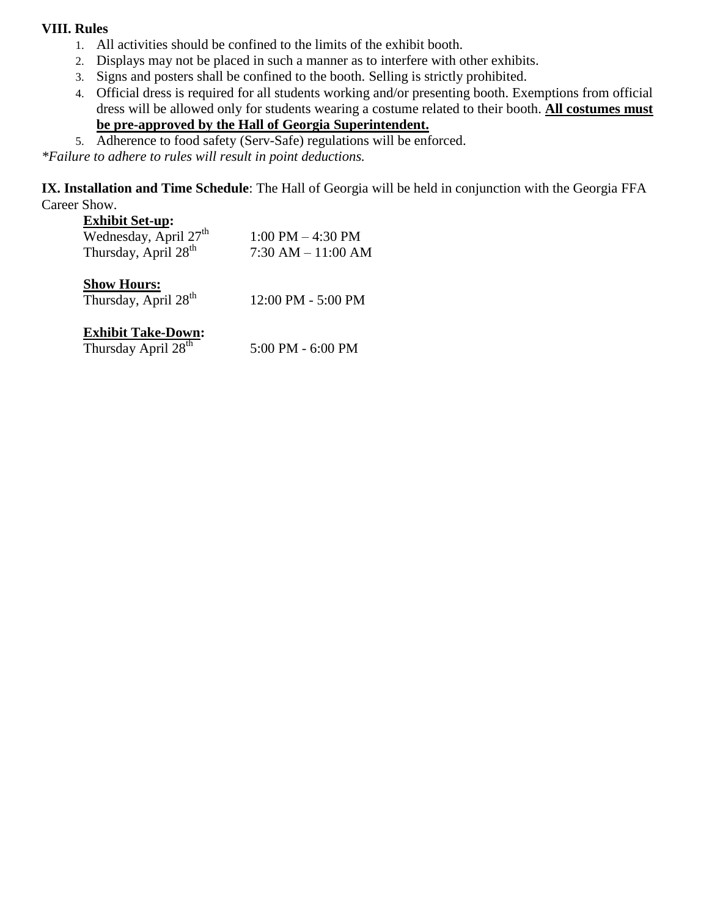**VIII. Rules**

1. All activities should be confined to the limits of the exhibit booth.
2. Displays may not be placed in such a manner as to interfere with other exhibits.
3. Signs and posters shall be confined to the booth. Selling is strictly prohibited.
4. Official dress is required for all students working and/or presenting booth. Exemptions from official dress will be allowed only for students wearing a costume related to their booth. **All costumes must be pre-approved by the Hall of Georgia Superintendent.**
5. Adherence to food safety (Serv-Safe) regulations will be enforced.

*\*Failure to adhere to rules will result in point deductions.*

**IX. Installation and Time Schedule**: The Hall of Georgia will be held in conjunction with the Georgia FFA Career Show.

**Exhibit Set-up:**

| | |
|---|---|
| Wednesday, April 27th | 1:00 PM – 4:30 PM |
| Thursday, April 28th | 7:30 AM – 11:00 AM |

**Show Hours:**

| | |
|---|---|
| Thursday, April 28th | 12:00 PM - 5:00 PM |

**Exhibit Take-Down:**

| | |
|---|---|
| Thursday April 28th | 5:00 PM - 6:00 PM |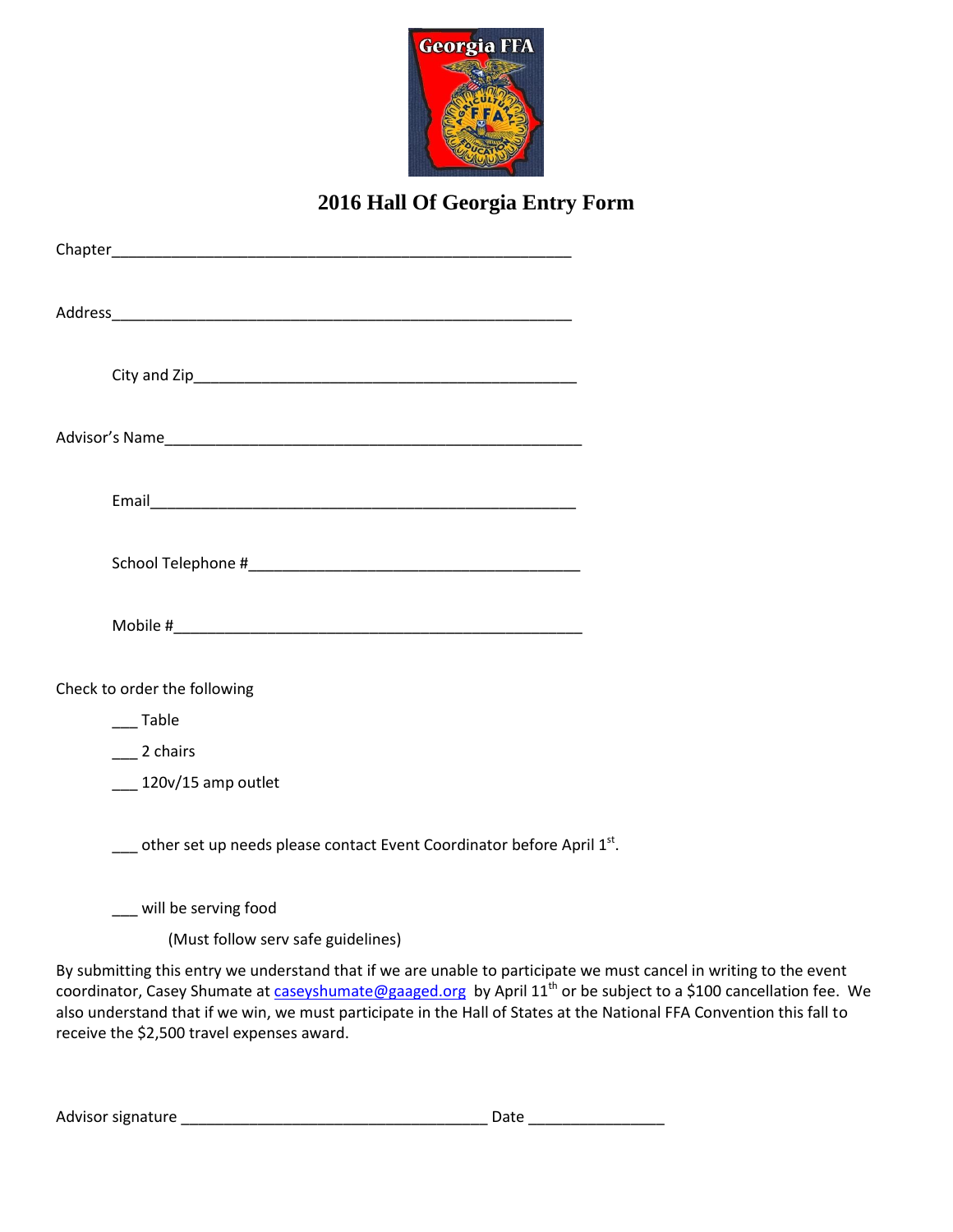# 2016 Hall Of Georgia Entry Form

Chapter________________________________________________________

Address________________________________________________________

City and Zip_______________________________________________

Advisor's Name____________________________________________________

Email____________________________________________________

School Telephone #_________________________________________

Mobile #_________________________________________________

Check to order the following

___ Table

___ 2 chairs

___ 120v/15 amp outlet

___ other set up needs please contact Event Coordinator before April 1st.

___ will be serving food

(Must follow serv safe guidelines)

By submitting this entry we understand that if we are unable to participate we must cancel in writing to the event coordinator, Casey Shumate at caseyshumate@gaaged.org by April 11th or be subject to a $100 cancellation fee. We also understand that if we win, we must participate in the Hall of States at the National FFA Convention this fall to receive the $2,500 travel expenses award.

Advisor signature ____________________________________ Date ________________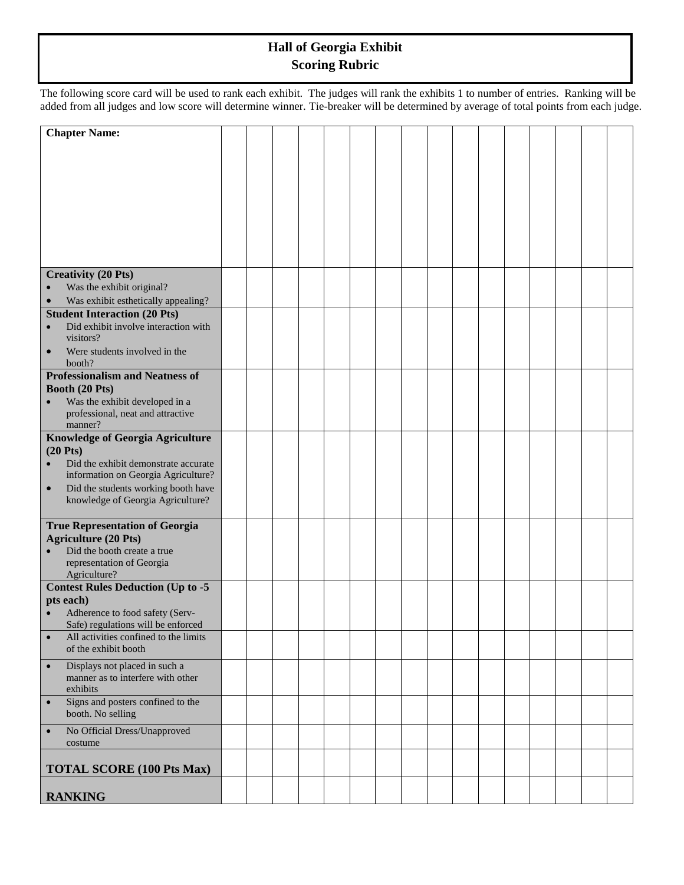**Hall of Georgia Exhibit**
**Scoring Rubric**

The following score card will be used to rank each exhibit. The judges will rank the exhibits 1 to number of entries. Ranking will be added from all judges and low score will determine winner. Tie-breaker will be determined by average of total points from each judge.

| **Chapter Name:** | | | | | | | | | | | | | | | | |
|---|---|---|---|---|---|---|---|---|---|---|---|---|---|---|---|---|
| **Creativity (20 Pts)**<br>• Was the exhibit original?<br>• Was exhibit esthetically appealing? | | | | | | | | | | | | | | | | |
| **Student Interaction (20 Pts)**<br>• Did exhibit involve interaction with visitors?<br>• Were students involved in the booth? | | | | | | | | | | | | | | | | |
| **Professionalism and Neatness of Booth (20 Pts)**<br>• Was the exhibit developed in a professional, neat and attractive manner? | | | | | | | | | | | | | | | | |
| **Knowledge of Georgia Agriculture (20 Pts)**<br>• Did the exhibit demonstrate accurate information on Georgia Agriculture?<br>• Did the students working booth have knowledge of Georgia Agriculture? | | | | | | | | | | | | | | | | |
| **True Representation of Georgia Agriculture (20 Pts)**<br>• Did the booth create a true representation of Georgia Agriculture? | | | | | | | | | | | | | | | | |
| **Contest Rules Deduction (Up to -5 pts each)**<br>• Adherence to food safety (Serv-Safe) regulations will be enforced | | | | | | | | | | | | | | | | |
| • All activities confined to the limits of the exhibit booth | | | | | | | | | | | | | | | | |
| • Displays not placed in such a manner as to interfere with other exhibits | | | | | | | | | | | | | | | | |
| • Signs and posters confined to the booth. No selling | | | | | | | | | | | | | | | | |
| • No Official Dress/Unapproved costume | | | | | | | | | | | | | | | | |
| **TOTAL SCORE (100 Pts Max)** | | | | | | | | | | | | | | | | |
| **RANKING** | | | | | | | | | | | | | | | | |